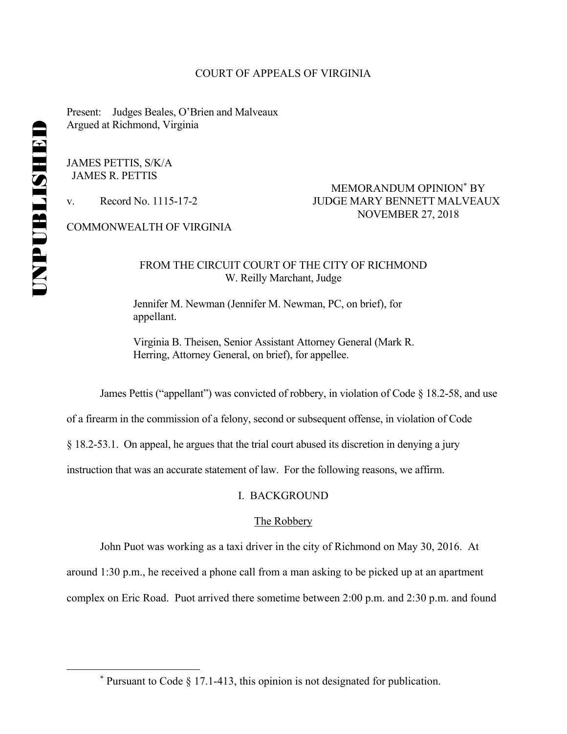UNPUBLISHED

COURT OF APPEALS OF VIRGINIA

Present: Judges Beales, O'Brien and Malveaux
Argued at Richmond, Virginia

JAMES PETTIS, S/K/A
JAMES R. PETTIS

v. Record No. 1115-17-2

MEMORANDUM OPINION* BY
JUDGE MARY BENNETT MALVEAUX
NOVEMBER 27, 2018

COMMONWEALTH OF VIRGINIA

FROM THE CIRCUIT COURT OF THE CITY OF RICHMOND
W. Reilly Marchant, Judge

Jennifer M. Newman (Jennifer M. Newman, PC, on brief), for appellant.

Virginia B. Theisen, Senior Assistant Attorney General (Mark R. Herring, Attorney General, on brief), for appellee.

James Pettis ("appellant") was convicted of robbery, in violation of Code § 18.2-58, and use of a firearm in the commission of a felony, second or subsequent offense, in violation of Code § 18.2-53.1. On appeal, he argues that the trial court abused its discretion in denying a jury instruction that was an accurate statement of law. For the following reasons, we affirm.

## I. BACKGROUND

### The Robbery

John Puot was working as a taxi driver in the city of Richmond on May 30, 2016. At around 1:30 p.m., he received a phone call from a man asking to be picked up at an apartment complex on Eric Road. Puot arrived there sometime between 2:00 p.m. and 2:30 p.m. and found

* Pursuant to Code § 17.1-413, this opinion is not designated for publication.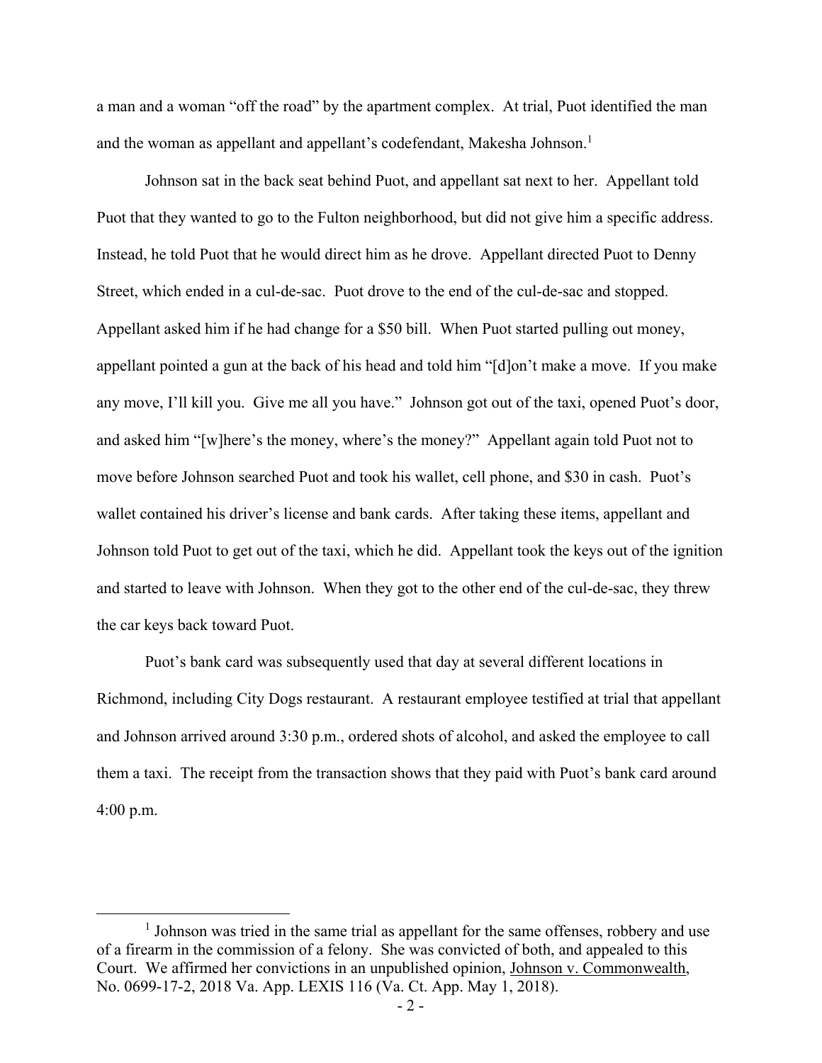a man and a woman "off the road" by the apartment complex. At trial, Puot identified the man and the woman as appellant and appellant's codefendant, Makesha Johnson.[1]

Johnson sat in the back seat behind Puot, and appellant sat next to her. Appellant told Puot that they wanted to go to the Fulton neighborhood, but did not give him a specific address. Instead, he told Puot that he would direct him as he drove. Appellant directed Puot to Denny Street, which ended in a cul-de-sac. Puot drove to the end of the cul-de-sac and stopped. Appellant asked him if he had change for a $50 bill. When Puot started pulling out money, appellant pointed a gun at the back of his head and told him "[d]on't make a move. If you make any move, I'll kill you. Give me all you have." Johnson got out of the taxi, opened Puot's door, and asked him "[w]here's the money, where's the money?" Appellant again told Puot not to move before Johnson searched Puot and took his wallet, cell phone, and $30 in cash. Puot's wallet contained his driver's license and bank cards. After taking these items, appellant and Johnson told Puot to get out of the taxi, which he did. Appellant took the keys out of the ignition and started to leave with Johnson. When they got to the other end of the cul-de-sac, they threw the car keys back toward Puot.

Puot's bank card was subsequently used that day at several different locations in Richmond, including City Dogs restaurant. A restaurant employee testified at trial that appellant and Johnson arrived around 3:30 p.m., ordered shots of alcohol, and asked the employee to call them a taxi. The receipt from the transaction shows that they paid with Puot's bank card around 4:00 p.m.

---

[1] Johnson was tried in the same trial as appellant for the same offenses, robbery and use of a firearm in the commission of a felony. She was convicted of both, and appealed to this Court. We affirmed her convictions in an unpublished opinion, Johnson v. Commonwealth, No. 0699-17-2, 2018 Va. App. LEXIS 116 (Va. Ct. App. May 1, 2018).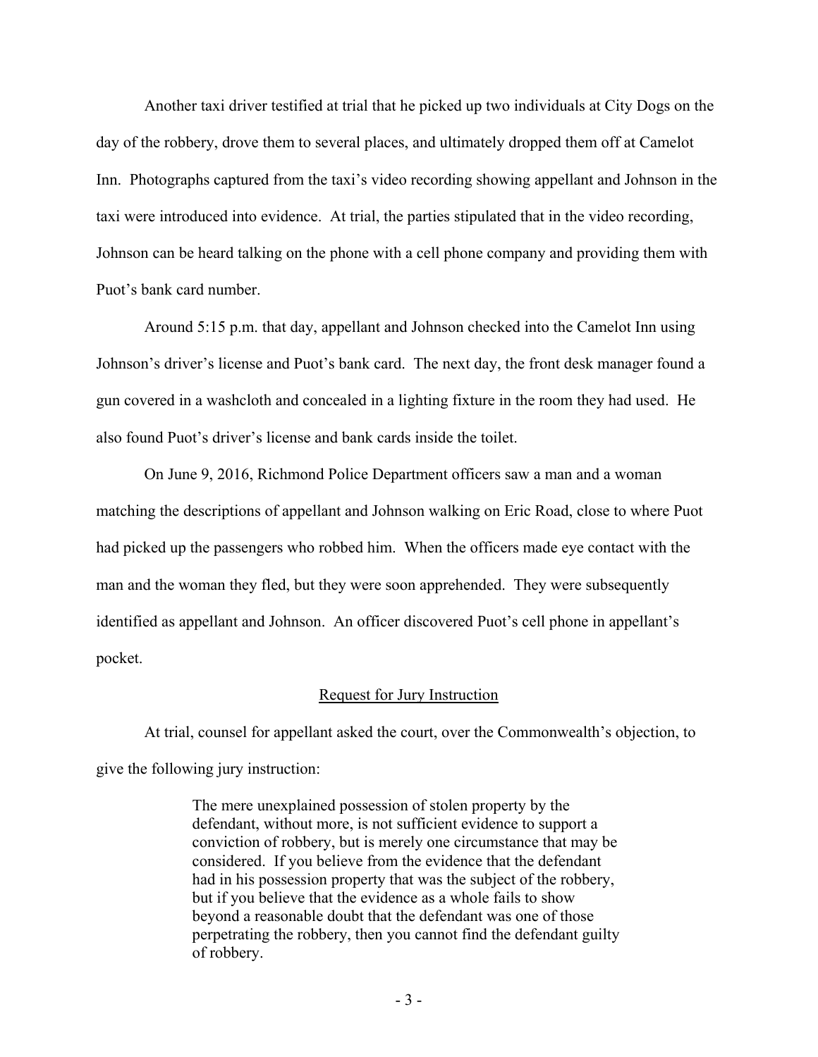Another taxi driver testified at trial that he picked up two individuals at City Dogs on the day of the robbery, drove them to several places, and ultimately dropped them off at Camelot Inn. Photographs captured from the taxi's video recording showing appellant and Johnson in the taxi were introduced into evidence. At trial, the parties stipulated that in the video recording, Johnson can be heard talking on the phone with a cell phone company and providing them with Puot's bank card number.

Around 5:15 p.m. that day, appellant and Johnson checked into the Camelot Inn using Johnson's driver's license and Puot's bank card. The next day, the front desk manager found a gun covered in a washcloth and concealed in a lighting fixture in the room they had used. He also found Puot's driver's license and bank cards inside the toilet.

On June 9, 2016, Richmond Police Department officers saw a man and a woman matching the descriptions of appellant and Johnson walking on Eric Road, close to where Puot had picked up the passengers who robbed him. When the officers made eye contact with the man and the woman they fled, but they were soon apprehended. They were subsequently identified as appellant and Johnson. An officer discovered Puot's cell phone in appellant's pocket.

<u>Request for Jury Instruction</u>

At trial, counsel for appellant asked the court, over the Commonwealth's objection, to give the following jury instruction:

> The mere unexplained possession of stolen property by the defendant, without more, is not sufficient evidence to support a conviction of robbery, but is merely one circumstance that may be considered. If you believe from the evidence that the defendant had in his possession property that was the subject of the robbery, but if you believe that the evidence as a whole fails to show beyond a reasonable doubt that the defendant was one of those perpetrating the robbery, then you cannot find the defendant guilty of robbery.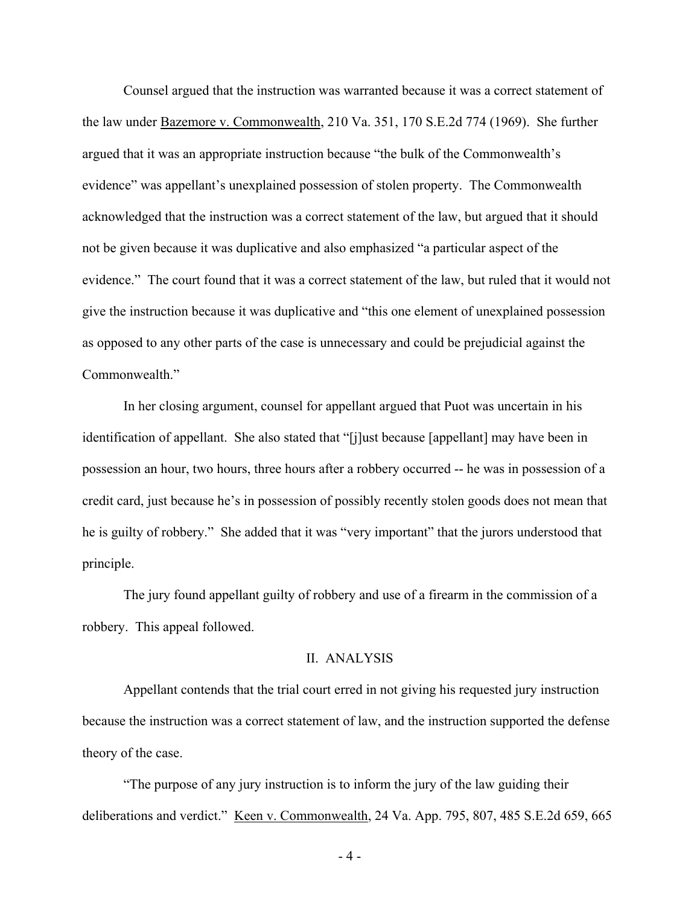Counsel argued that the instruction was warranted because it was a correct statement of the law under Bazemore v. Commonwealth, 210 Va. 351, 170 S.E.2d 774 (1969). She further argued that it was an appropriate instruction because "the bulk of the Commonwealth's evidence" was appellant's unexplained possession of stolen property. The Commonwealth acknowledged that the instruction was a correct statement of the law, but argued that it should not be given because it was duplicative and also emphasized "a particular aspect of the evidence." The court found that it was a correct statement of the law, but ruled that it would not give the instruction because it was duplicative and "this one element of unexplained possession as opposed to any other parts of the case is unnecessary and could be prejudicial against the Commonwealth."

In her closing argument, counsel for appellant argued that Puot was uncertain in his identification of appellant. She also stated that "[j]ust because [appellant] may have been in possession an hour, two hours, three hours after a robbery occurred -- he was in possession of a credit card, just because he's in possession of possibly recently stolen goods does not mean that he is guilty of robbery." She added that it was "very important" that the jurors understood that principle.

The jury found appellant guilty of robbery and use of a firearm in the commission of a robbery. This appeal followed.

## II. ANALYSIS

Appellant contends that the trial court erred in not giving his requested jury instruction because the instruction was a correct statement of law, and the instruction supported the defense theory of the case.

"The purpose of any jury instruction is to inform the jury of the law guiding their deliberations and verdict." Keen v. Commonwealth, 24 Va. App. 795, 807, 485 S.E.2d 659, 665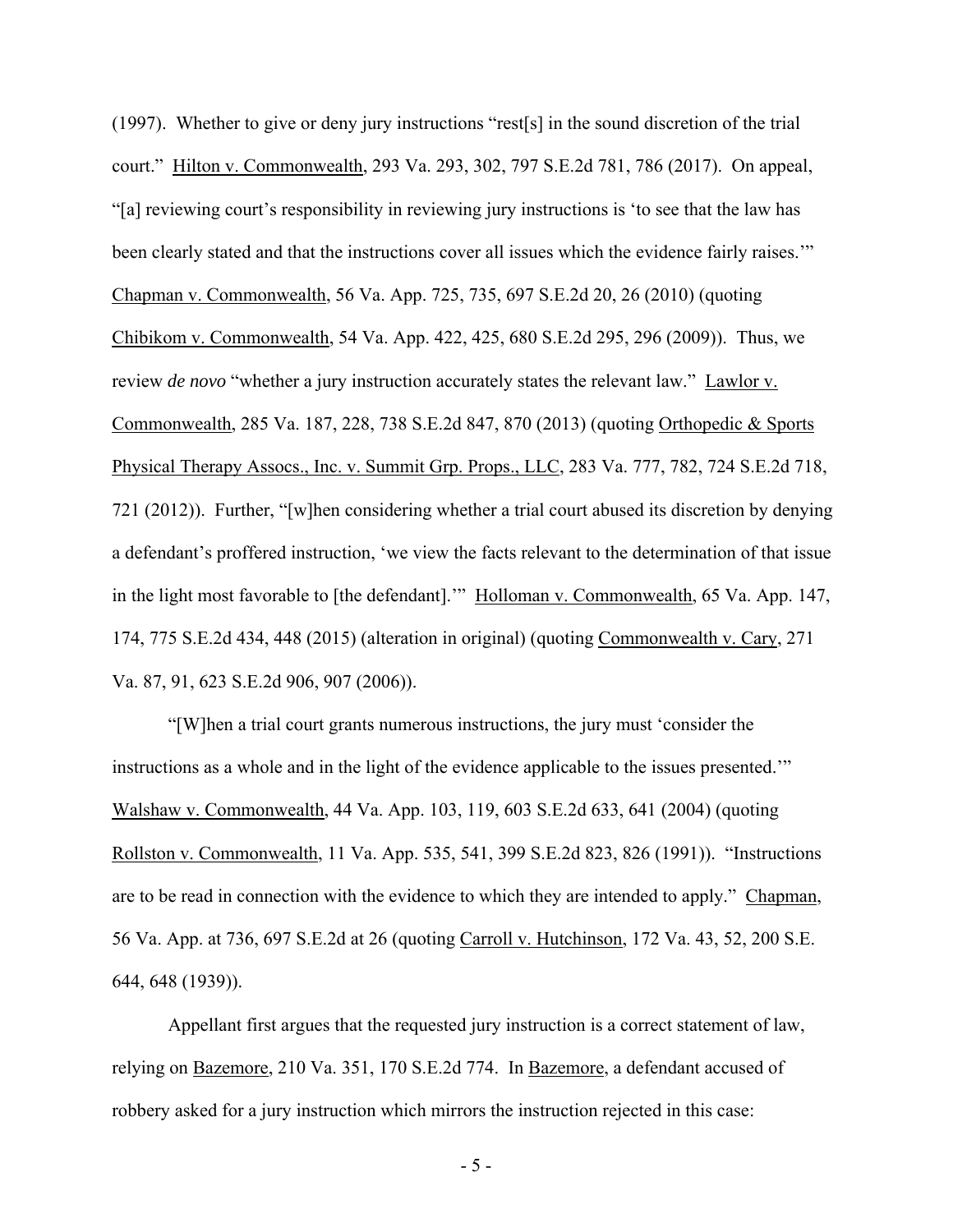(1997). Whether to give or deny jury instructions "rest[s] in the sound discretion of the trial court." Hilton v. Commonwealth, 293 Va. 293, 302, 797 S.E.2d 781, 786 (2017). On appeal, "[a] reviewing court's responsibility in reviewing jury instructions is 'to see that the law has been clearly stated and that the instructions cover all issues which the evidence fairly raises.'" Chapman v. Commonwealth, 56 Va. App. 725, 735, 697 S.E.2d 20, 26 (2010) (quoting Chibikom v. Commonwealth, 54 Va. App. 422, 425, 680 S.E.2d 295, 296 (2009)). Thus, we review *de novo* "whether a jury instruction accurately states the relevant law." Lawlor v. Commonwealth, 285 Va. 187, 228, 738 S.E.2d 847, 870 (2013) (quoting Orthopedic & Sports Physical Therapy Assocs., Inc. v. Summit Grp. Props., LLC, 283 Va. 777, 782, 724 S.E.2d 718, 721 (2012)). Further, "[w]hen considering whether a trial court abused its discretion by denying a defendant's proffered instruction, 'we view the facts relevant to the determination of that issue in the light most favorable to [the defendant].'" Holloman v. Commonwealth, 65 Va. App. 147, 174, 775 S.E.2d 434, 448 (2015) (alteration in original) (quoting Commonwealth v. Cary, 271 Va. 87, 91, 623 S.E.2d 906, 907 (2006)).

"[W]hen a trial court grants numerous instructions, the jury must 'consider the instructions as a whole and in the light of the evidence applicable to the issues presented.'" Walshaw v. Commonwealth, 44 Va. App. 103, 119, 603 S.E.2d 633, 641 (2004) (quoting Rollston v. Commonwealth, 11 Va. App. 535, 541, 399 S.E.2d 823, 826 (1991)). "Instructions are to be read in connection with the evidence to which they are intended to apply." Chapman, 56 Va. App. at 736, 697 S.E.2d at 26 (quoting Carroll v. Hutchinson, 172 Va. 43, 52, 200 S.E. 644, 648 (1939)).

Appellant first argues that the requested jury instruction is a correct statement of law, relying on Bazemore, 210 Va. 351, 170 S.E.2d 774. In Bazemore, a defendant accused of robbery asked for a jury instruction which mirrors the instruction rejected in this case: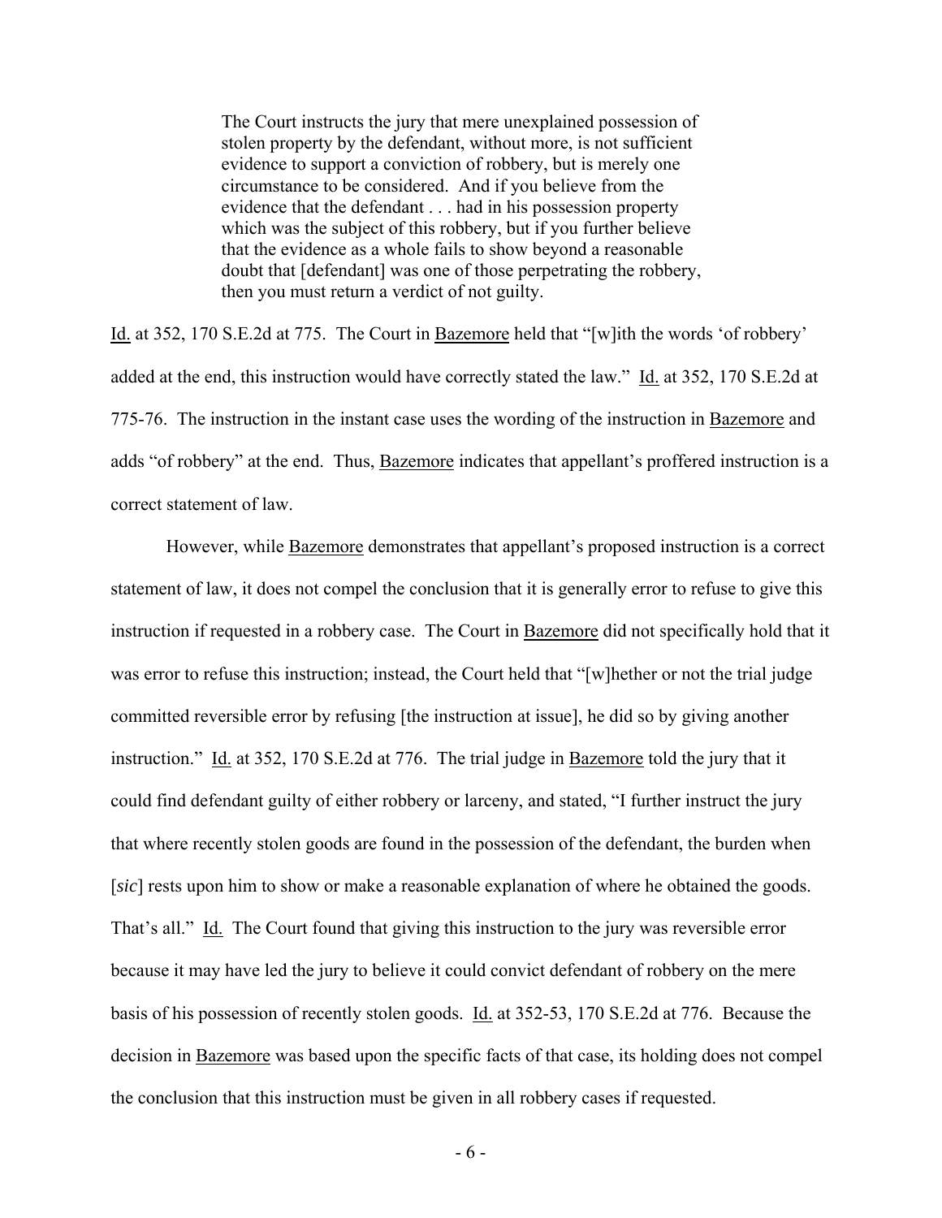> The Court instructs the jury that mere unexplained possession of stolen property by the defendant, without more, is not sufficient evidence to support a conviction of robbery, but is merely one circumstance to be considered. And if you believe from the evidence that the defendant . . . had in his possession property which was the subject of this robbery, but if you further believe that the evidence as a whole fails to show beyond a reasonable doubt that [defendant] was one of those perpetrating the robbery, then you must return a verdict of not guilty.

Id. at 352, 170 S.E.2d at 775. The Court in Bazemore held that "[w]ith the words 'of robbery' added at the end, this instruction would have correctly stated the law." Id. at 352, 170 S.E.2d at 775-76. The instruction in the instant case uses the wording of the instruction in Bazemore and adds "of robbery" at the end. Thus, Bazemore indicates that appellant's proffered instruction is a correct statement of law.

However, while Bazemore demonstrates that appellant's proposed instruction is a correct statement of law, it does not compel the conclusion that it is generally error to refuse to give this instruction if requested in a robbery case. The Court in Bazemore did not specifically hold that it was error to refuse this instruction; instead, the Court held that "[w]hether or not the trial judge committed reversible error by refusing [the instruction at issue], he did so by giving another instruction." Id. at 352, 170 S.E.2d at 776. The trial judge in Bazemore told the jury that it could find defendant guilty of either robbery or larceny, and stated, "I further instruct the jury that where recently stolen goods are found in the possession of the defendant, the burden when [*sic*] rests upon him to show or make a reasonable explanation of where he obtained the goods. That's all." Id. The Court found that giving this instruction to the jury was reversible error because it may have led the jury to believe it could convict defendant of robbery on the mere basis of his possession of recently stolen goods. Id. at 352-53, 170 S.E.2d at 776. Because the decision in Bazemore was based upon the specific facts of that case, its holding does not compel the conclusion that this instruction must be given in all robbery cases if requested.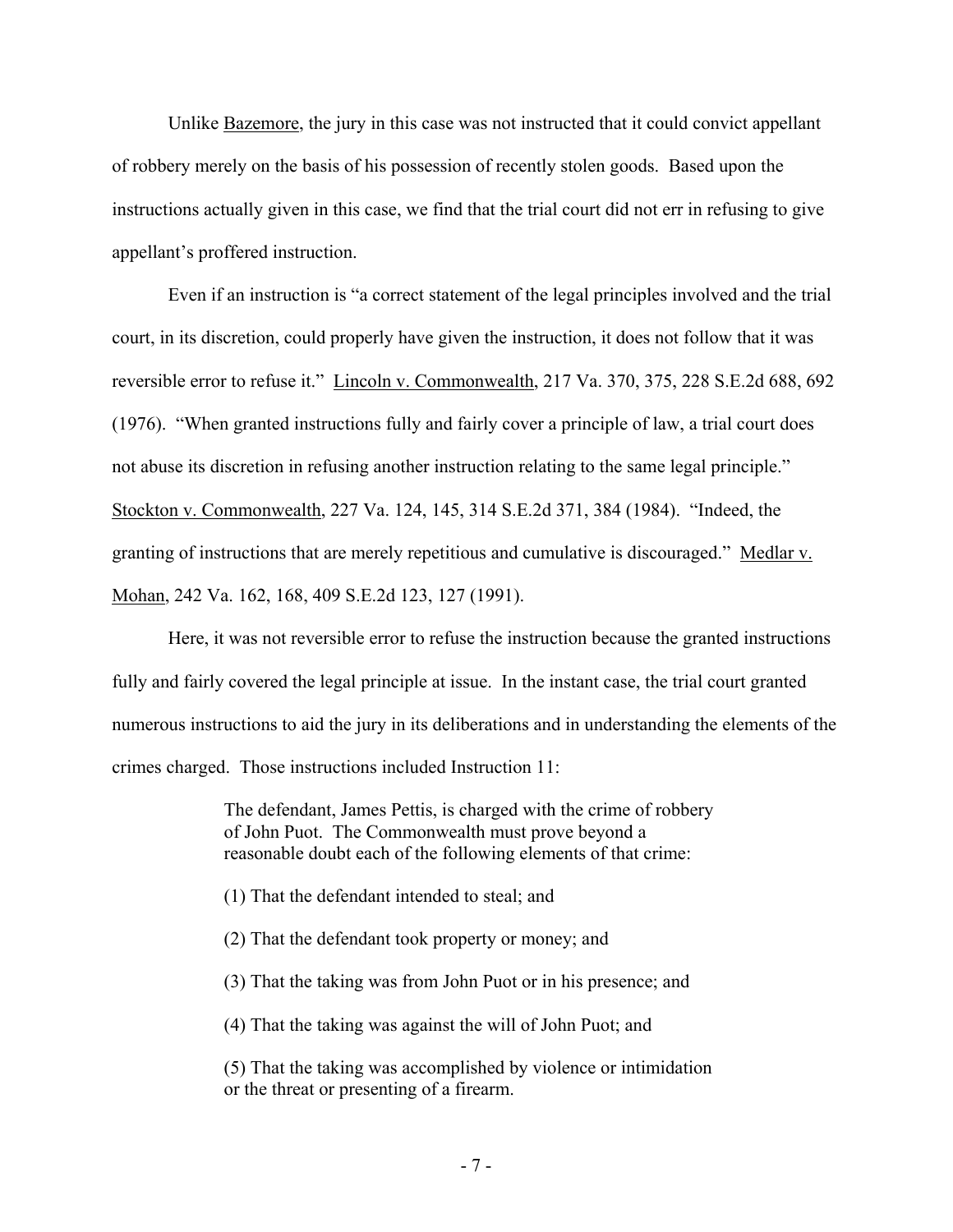Unlike Bazemore, the jury in this case was not instructed that it could convict appellant of robbery merely on the basis of his possession of recently stolen goods. Based upon the instructions actually given in this case, we find that the trial court did not err in refusing to give appellant's proffered instruction.

Even if an instruction is "a correct statement of the legal principles involved and the trial court, in its discretion, could properly have given the instruction, it does not follow that it was reversible error to refuse it." Lincoln v. Commonwealth, 217 Va. 370, 375, 228 S.E.2d 688, 692 (1976). "When granted instructions fully and fairly cover a principle of law, a trial court does not abuse its discretion in refusing another instruction relating to the same legal principle." Stockton v. Commonwealth, 227 Va. 124, 145, 314 S.E.2d 371, 384 (1984). "Indeed, the granting of instructions that are merely repetitious and cumulative is discouraged." Medlar v. Mohan, 242 Va. 162, 168, 409 S.E.2d 123, 127 (1991).

Here, it was not reversible error to refuse the instruction because the granted instructions fully and fairly covered the legal principle at issue. In the instant case, the trial court granted numerous instructions to aid the jury in its deliberations and in understanding the elements of the crimes charged. Those instructions included Instruction 11:

> The defendant, James Pettis, is charged with the crime of robbery of John Puot. The Commonwealth must prove beyond a reasonable doubt each of the following elements of that crime:
>
> (1) That the defendant intended to steal; and
>
> (2) That the defendant took property or money; and
>
> (3) That the taking was from John Puot or in his presence; and
>
> (4) That the taking was against the will of John Puot; and
>
> (5) That the taking was accomplished by violence or intimidation or the threat or presenting of a firearm.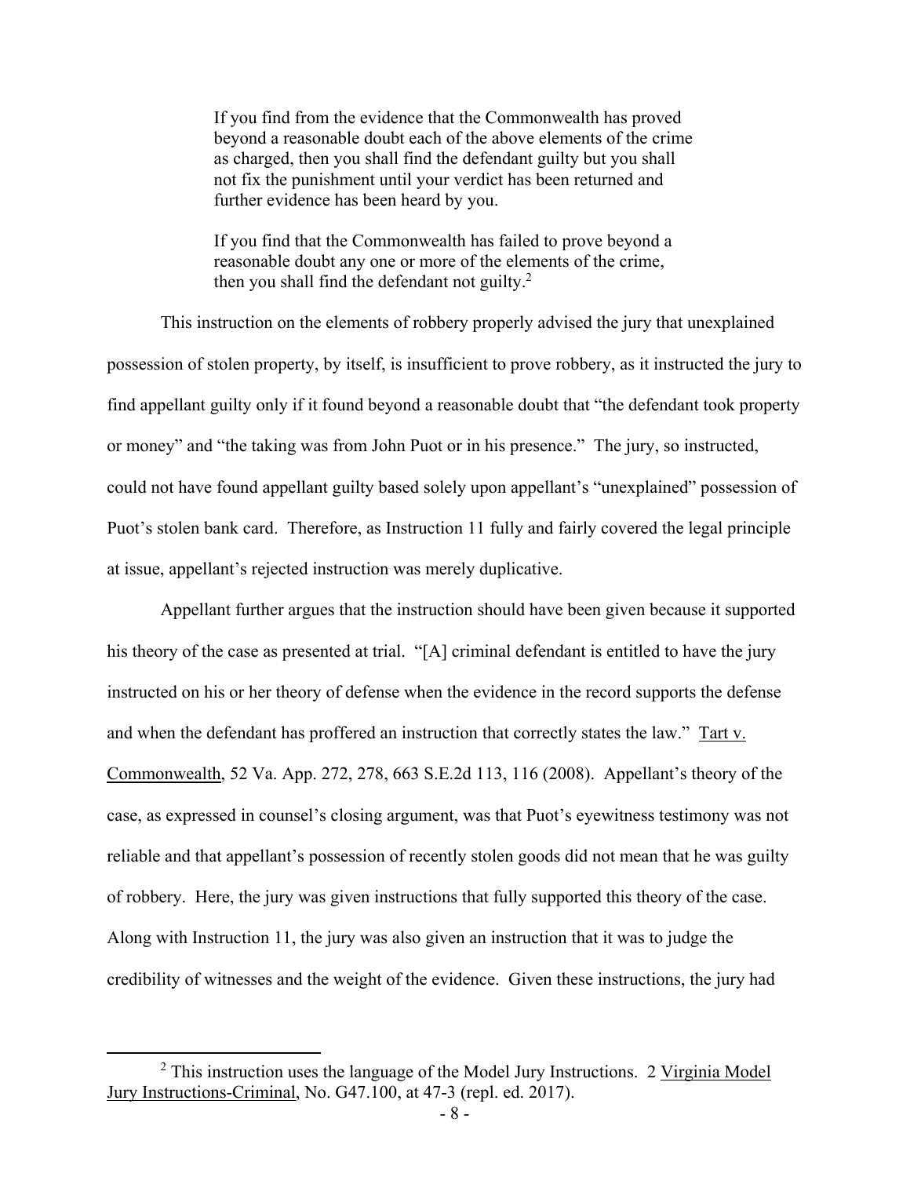> If you find from the evidence that the Commonwealth has proved beyond a reasonable doubt each of the above elements of the crime as charged, then you shall find the defendant guilty but you shall not fix the punishment until your verdict has been returned and further evidence has been heard by you.
>
> If you find that the Commonwealth has failed to prove beyond a reasonable doubt any one or more of the elements of the crime, then you shall find the defendant not guilty.[2]

This instruction on the elements of robbery properly advised the jury that unexplained possession of stolen property, by itself, is insufficient to prove robbery, as it instructed the jury to find appellant guilty only if it found beyond a reasonable doubt that "the defendant took property or money" and "the taking was from John Puot or in his presence." The jury, so instructed, could not have found appellant guilty based solely upon appellant's "unexplained" possession of Puot's stolen bank card. Therefore, as Instruction 11 fully and fairly covered the legal principle at issue, appellant's rejected instruction was merely duplicative.

Appellant further argues that the instruction should have been given because it supported his theory of the case as presented at trial. "[A] criminal defendant is entitled to have the jury instructed on his or her theory of defense when the evidence in the record supports the defense and when the defendant has proffered an instruction that correctly states the law." Tart v. Commonwealth, 52 Va. App. 272, 278, 663 S.E.2d 113, 116 (2008). Appellant's theory of the case, as expressed in counsel's closing argument, was that Puot's eyewitness testimony was not reliable and that appellant's possession of recently stolen goods did not mean that he was guilty of robbery. Here, the jury was given instructions that fully supported this theory of the case. Along with Instruction 11, the jury was also given an instruction that it was to judge the credibility of witnesses and the weight of the evidence. Given these instructions, the jury had

---

[2] This instruction uses the language of the Model Jury Instructions. 2 Virginia Model Jury Instructions-Criminal, No. G47.100, at 47-3 (repl. ed. 2017).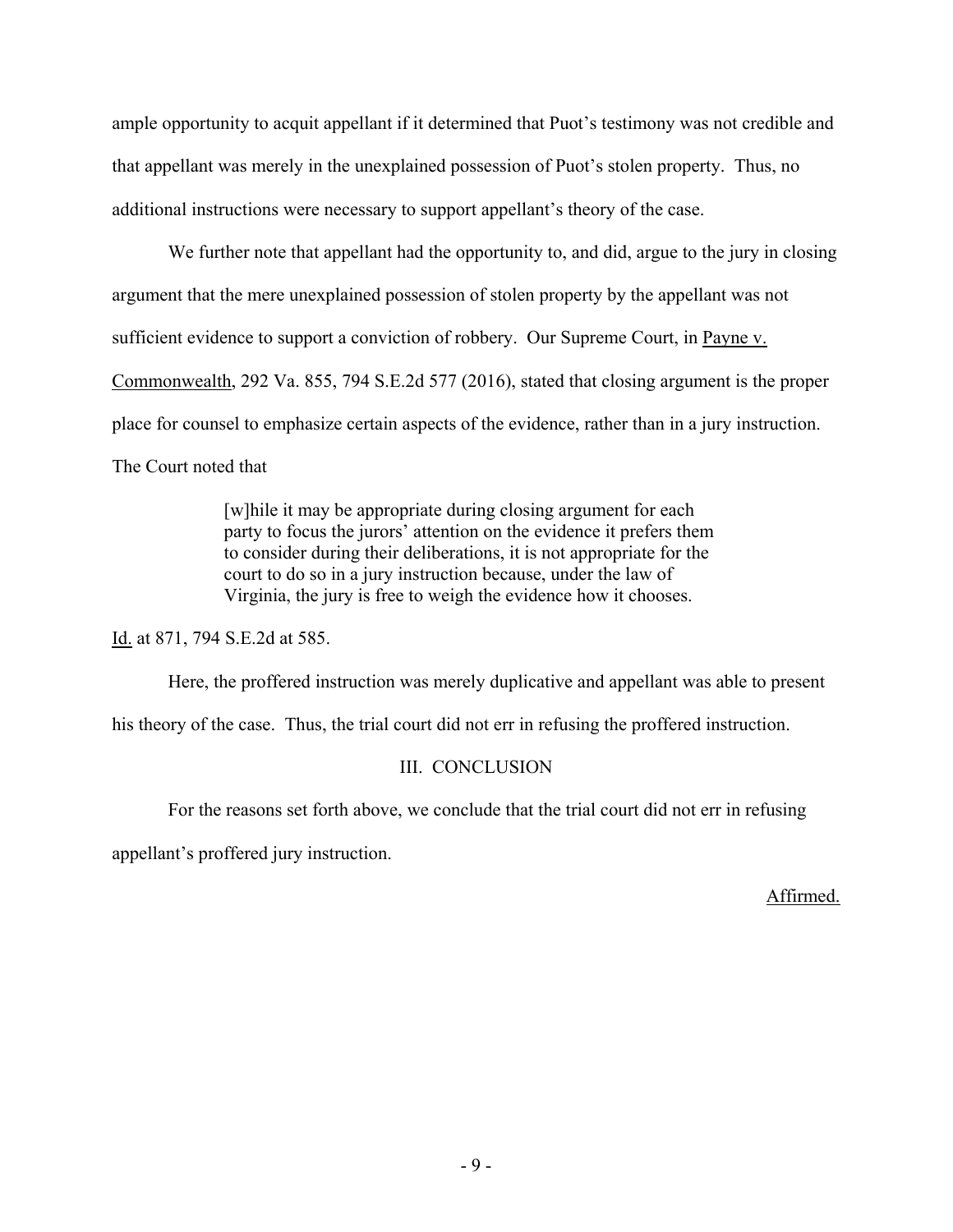ample opportunity to acquit appellant if it determined that Puot's testimony was not credible and that appellant was merely in the unexplained possession of Puot's stolen property. Thus, no additional instructions were necessary to support appellant's theory of the case.

We further note that appellant had the opportunity to, and did, argue to the jury in closing argument that the mere unexplained possession of stolen property by the appellant was not sufficient evidence to support a conviction of robbery. Our Supreme Court, in Payne v. Commonwealth, 292 Va. 855, 794 S.E.2d 577 (2016), stated that closing argument is the proper place for counsel to emphasize certain aspects of the evidence, rather than in a jury instruction. The Court noted that

> [w]hile it may be appropriate during closing argument for each party to focus the jurors' attention on the evidence it prefers them to consider during their deliberations, it is not appropriate for the court to do so in a jury instruction because, under the law of Virginia, the jury is free to weigh the evidence how it chooses.

Id. at 871, 794 S.E.2d at 585.

Here, the proffered instruction was merely duplicative and appellant was able to present his theory of the case. Thus, the trial court did not err in refusing the proffered instruction.

## III. CONCLUSION

For the reasons set forth above, we conclude that the trial court did not err in refusing appellant's proffered jury instruction.

Affirmed.